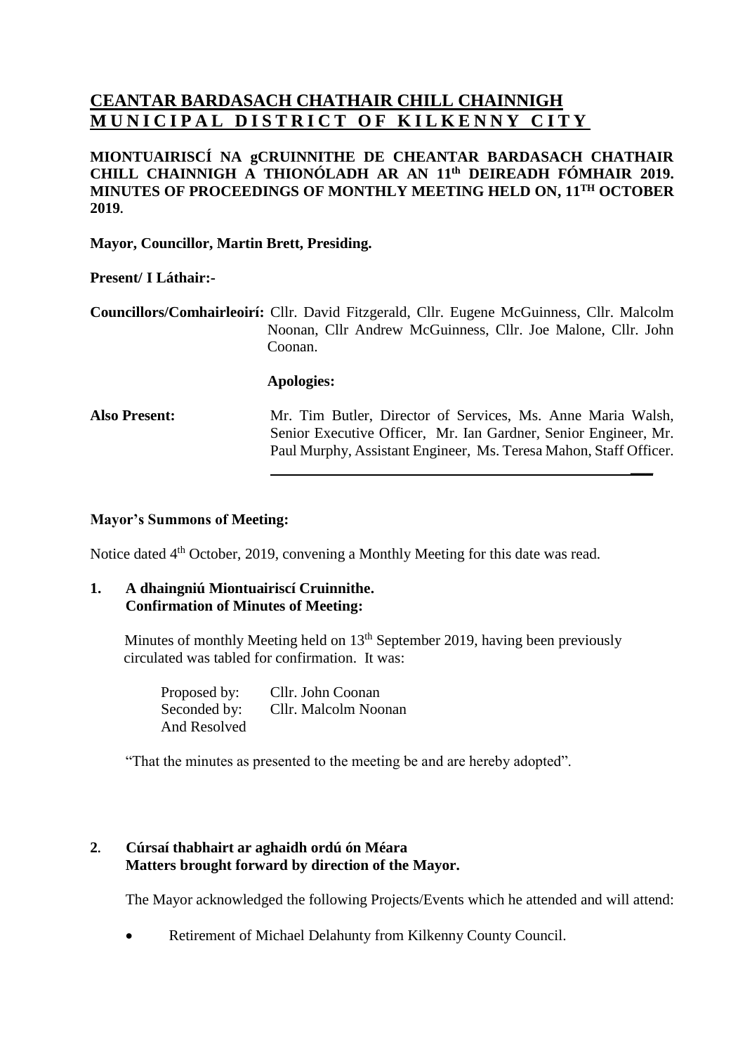# CEANTAR BARDASACH CHATHAIR CHILL CHAINNIGH
# MUNICIPAL DISTRICT OF KILKENNY CITY

**MIONTUAIRISCÍ NA gCRUINNITHE DE CHEANTAR BARDASACH CHATHAIR CHILL CHAINNIGH A THIONÓLADH AR AN 11th DEIREADH FÓMHAIR 2019. MINUTES OF PROCEEDINGS OF MONTHLY MEETING HELD ON, 11TH OCTOBER 2019.**

**Mayor, Councillor, Martin Brett, Presiding.**

**Present/ I Láthair:-**

**Councillors/Comhairleoirí:** Cllr. David Fitzgerald, Cllr. Eugene McGuinness, Cllr. Malcolm Noonan, Cllr Andrew McGuinness, Cllr. Joe Malone, Cllr. John Coonan.

**Apologies:**

**Also Present:** Mr. Tim Butler, Director of Services, Ms. Anne Maria Walsh, Senior Executive Officer, Mr. Ian Gardner, Senior Engineer, Mr. Paul Murphy, Assistant Engineer, Ms. Teresa Mahon, Staff Officer.

**Mayor's Summons of Meeting:**

Notice dated 4th October, 2019, convening a Monthly Meeting for this date was read.

## 1. A dhaingniú Miontuairiscí Cruinnithe. Confirmation of Minutes of Meeting:

Minutes of monthly Meeting held on 13th September 2019, having been previously circulated was tabled for confirmation. It was:

Proposed by: Cllr. John Coonan
Seconded by: Cllr. Malcolm Noonan
And Resolved

"That the minutes as presented to the meeting be and are hereby adopted".

## 2. Cúrsaí thabhairt ar aghaidh ordú ón Méara Matters brought forward by direction of the Mayor.

The Mayor acknowledged the following Projects/Events which he attended and will attend:

- Retirement of Michael Delahunty from Kilkenny County Council.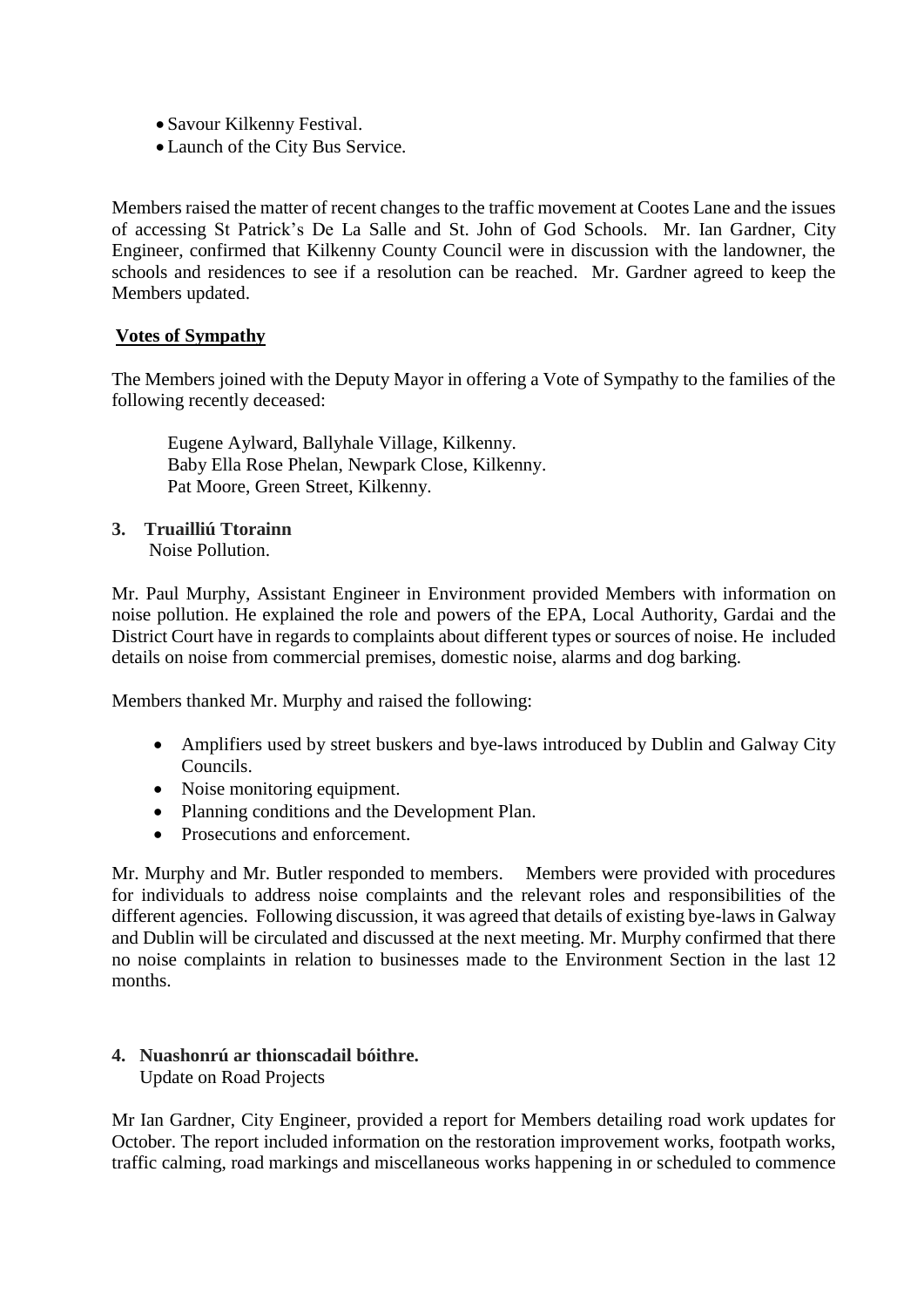- Savour Kilkenny Festival.
- Launch of the City Bus Service.

Members raised the matter of recent changes to the traffic movement at Cootes Lane and the issues of accessing St Patrick's De La Salle and St. John of God Schools. Mr. Ian Gardner, City Engineer, confirmed that Kilkenny County Council were in discussion with the landowner, the schools and residences to see if a resolution can be reached. Mr. Gardner agreed to keep the Members updated.

**Votes of Sympathy**

The Members joined with the Deputy Mayor in offering a Vote of Sympathy to the families of the following recently deceased:

Eugene Aylward, Ballyhale Village, Kilkenny.
Baby Ella Rose Phelan, Newpark Close, Kilkenny.
Pat Moore, Green Street, Kilkenny.

**3. Truailliú Ttorainn**
Noise Pollution.

Mr. Paul Murphy, Assistant Engineer in Environment provided Members with information on noise pollution. He explained the role and powers of the EPA, Local Authority, Gardai and the District Court have in regards to complaints about different types or sources of noise. He included details on noise from commercial premises, domestic noise, alarms and dog barking.

Members thanked Mr. Murphy and raised the following:

- Amplifiers used by street buskers and bye-laws introduced by Dublin and Galway City Councils.
- Noise monitoring equipment.
- Planning conditions and the Development Plan.
- Prosecutions and enforcement.

Mr. Murphy and Mr. Butler responded to members. Members were provided with procedures for individuals to address noise complaints and the relevant roles and responsibilities of the different agencies. Following discussion, it was agreed that details of existing bye-laws in Galway and Dublin will be circulated and discussed at the next meeting. Mr. Murphy confirmed that there no noise complaints in relation to businesses made to the Environment Section in the last 12 months.

**4. Nuashonrú ar thionscadail bóithre.**
Update on Road Projects

Mr Ian Gardner, City Engineer, provided a report for Members detailing road work updates for October. The report included information on the restoration improvement works, footpath works, traffic calming, road markings and miscellaneous works happening in or scheduled to commence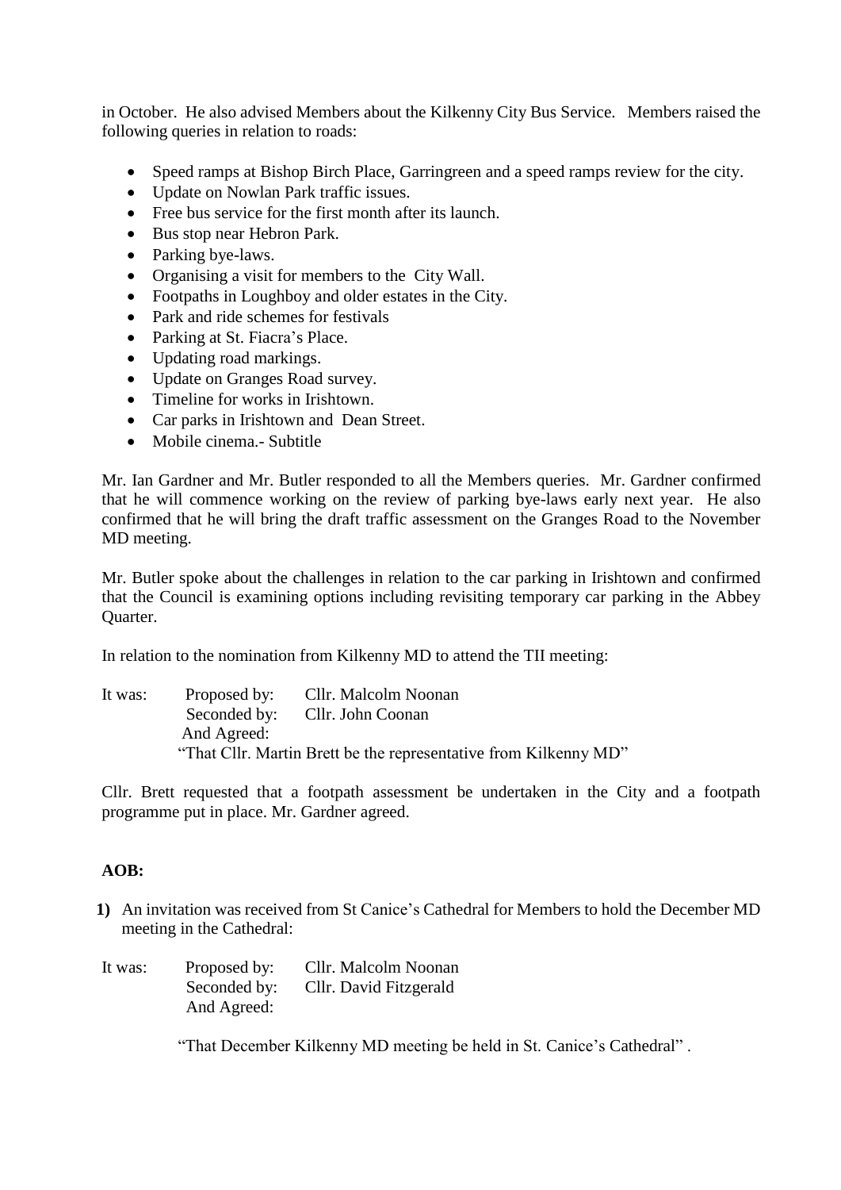in October. He also advised Members about the Kilkenny City Bus Service. Members raised the following queries in relation to roads:

- Speed ramps at Bishop Birch Place, Garringreen and a speed ramps review for the city.
- Update on Nowlan Park traffic issues.
- Free bus service for the first month after its launch.
- Bus stop near Hebron Park.
- Parking bye-laws.
- Organising a visit for members to the City Wall.
- Footpaths in Loughboy and older estates in the City.
- Park and ride schemes for festivals
- Parking at St. Fiacra's Place.
- Updating road markings.
- Update on Granges Road survey.
- Timeline for works in Irishtown.
- Car parks in Irishtown and Dean Street.
- Mobile cinema.- Subtitle

Mr. Ian Gardner and Mr. Butler responded to all the Members queries. Mr. Gardner confirmed that he will commence working on the review of parking bye-laws early next year. He also confirmed that he will bring the draft traffic assessment on the Granges Road to the November MD meeting.

Mr. Butler spoke about the challenges in relation to the car parking in Irishtown and confirmed that the Council is examining options including revisiting temporary car parking in the Abbey Quarter.

In relation to the nomination from Kilkenny MD to attend the TII meeting:

It was: Proposed by: Cllr. Malcolm Noonan
Seconded by: Cllr. John Coonan
And Agreed:
"That Cllr. Martin Brett be the representative from Kilkenny MD"

Cllr. Brett requested that a footpath assessment be undertaken in the City and a footpath programme put in place. Mr. Gardner agreed.

**AOB:**

1) An invitation was received from St Canice's Cathedral for Members to hold the December MD meeting in the Cathedral:

It was: Proposed by: Cllr. Malcolm Noonan
Seconded by: Cllr. David Fitzgerald
And Agreed:

"That December Kilkenny MD meeting be held in St. Canice's Cathedral" .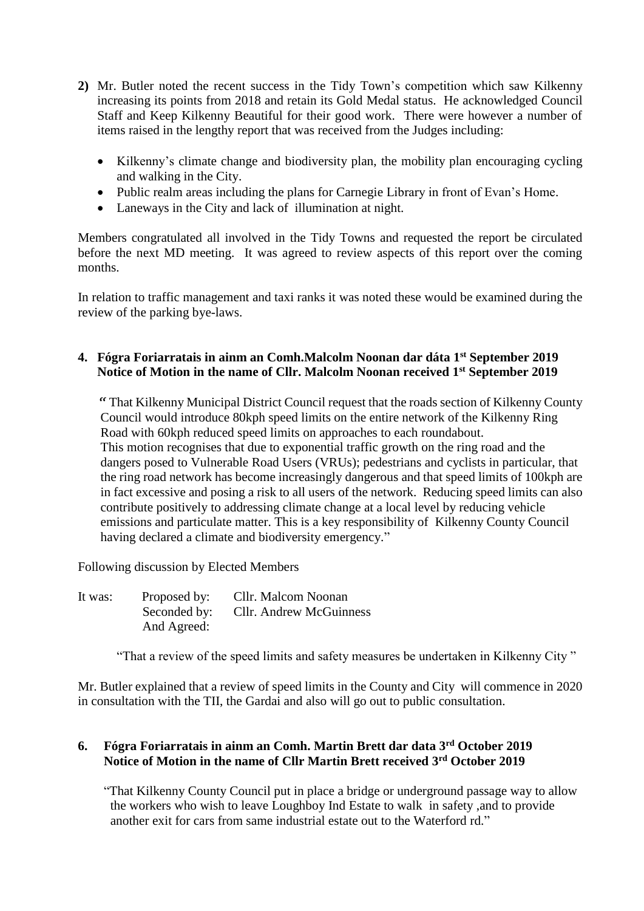**2)** Mr. Butler noted the recent success in the Tidy Town's competition which saw Kilkenny increasing its points from 2018 and retain its Gold Medal status. He acknowledged Council Staff and Keep Kilkenny Beautiful for their good work. There were however a number of items raised in the lengthy report that was received from the Judges including:

- Kilkenny's climate change and biodiversity plan, the mobility plan encouraging cycling and walking in the City.
- Public realm areas including the plans for Carnegie Library in front of Evan's Home.
- Laneways in the City and lack of illumination at night.

Members congratulated all involved in the Tidy Towns and requested the report be circulated before the next MD meeting. It was agreed to review aspects of this report over the coming months.

In relation to traffic management and taxi ranks it was noted these would be examined during the review of the parking bye-laws.

### 4. Fógra Foriarratais in ainm an Comh.Malcolm Noonan dar dáta 1st September 2019 Notice of Motion in the name of Cllr. Malcolm Noonan received 1st September 2019

" That Kilkenny Municipal District Council request that the roads section of Kilkenny County Council would introduce 80kph speed limits on the entire network of the Kilkenny Ring Road with 60kph reduced speed limits on approaches to each roundabout.
This motion recognises that due to exponential traffic growth on the ring road and the dangers posed to Vulnerable Road Users (VRUs); pedestrians and cyclists in particular, that the ring road network has become increasingly dangerous and that speed limits of 100kph are in fact excessive and posing a risk to all users of the network. Reducing speed limits can also contribute positively to addressing climate change at a local level by reducing vehicle emissions and particulate matter. This is a key responsibility of Kilkenny County Council having declared a climate and biodiversity emergency."

Following discussion by Elected Members

It was: Proposed by: Cllr. Malcom Noonan
Seconded by: Cllr. Andrew McGuinness
And Agreed:

"That a review of the speed limits and safety measures be undertaken in Kilkenny City "

Mr. Butler explained that a review of speed limits in the County and City will commence in 2020 in consultation with the TII, the Gardai and also will go out to public consultation.

### 6. Fógra Foriarratais in ainm an Comh. Martin Brett dar data 3rd October 2019 Notice of Motion in the name of Cllr Martin Brett received 3rd October 2019

"That Kilkenny County Council put in place a bridge or underground passage way to allow the workers who wish to leave Loughboy Ind Estate to walk in safety ,and to provide another exit for cars from same industrial estate out to the Waterford rd."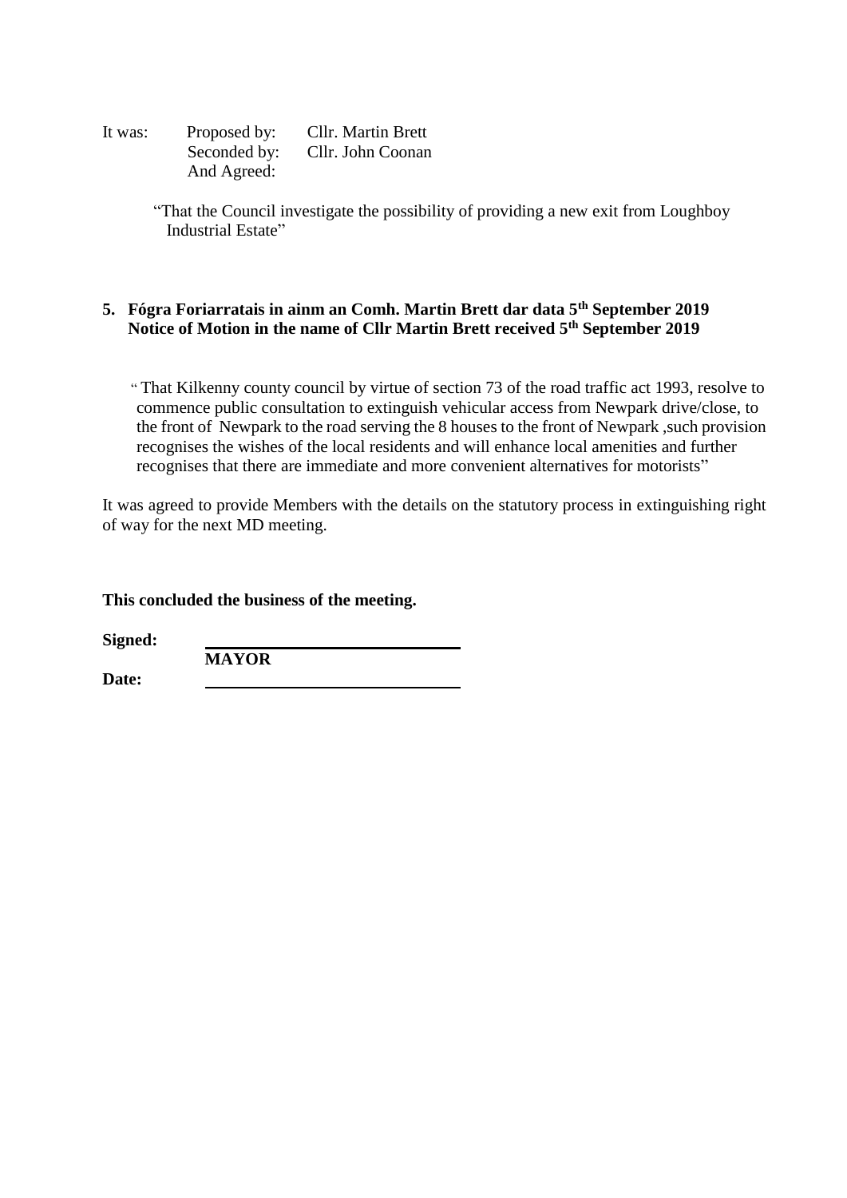It was: Proposed by: Cllr. Martin Brett
Seconded by: Cllr. John Coonan
And Agreed:

"That the Council investigate the possibility of providing a new exit from Loughboy Industrial Estate"

**5. Fógra Foriarratais in ainm an Comh. Martin Brett dar data 5th September 2019**
**Notice of Motion in the name of Cllr Martin Brett received 5th September 2019**

" That Kilkenny county council by virtue of section 73 of the road traffic act 1993, resolve to commence public consultation to extinguish vehicular access from Newpark drive/close, to the front of Newpark to the road serving the 8 houses to the front of Newpark ,such provision recognises the wishes of the local residents and will enhance local amenities and further recognises that there are immediate and more convenient alternatives for motorists"

It was agreed to provide Members with the details on the statutory process in extinguishing right of way for the next MD meeting.

**This concluded the business of the meeting.**

**Signed:** ______________________________
**MAYOR**

**Date:** ______________________________